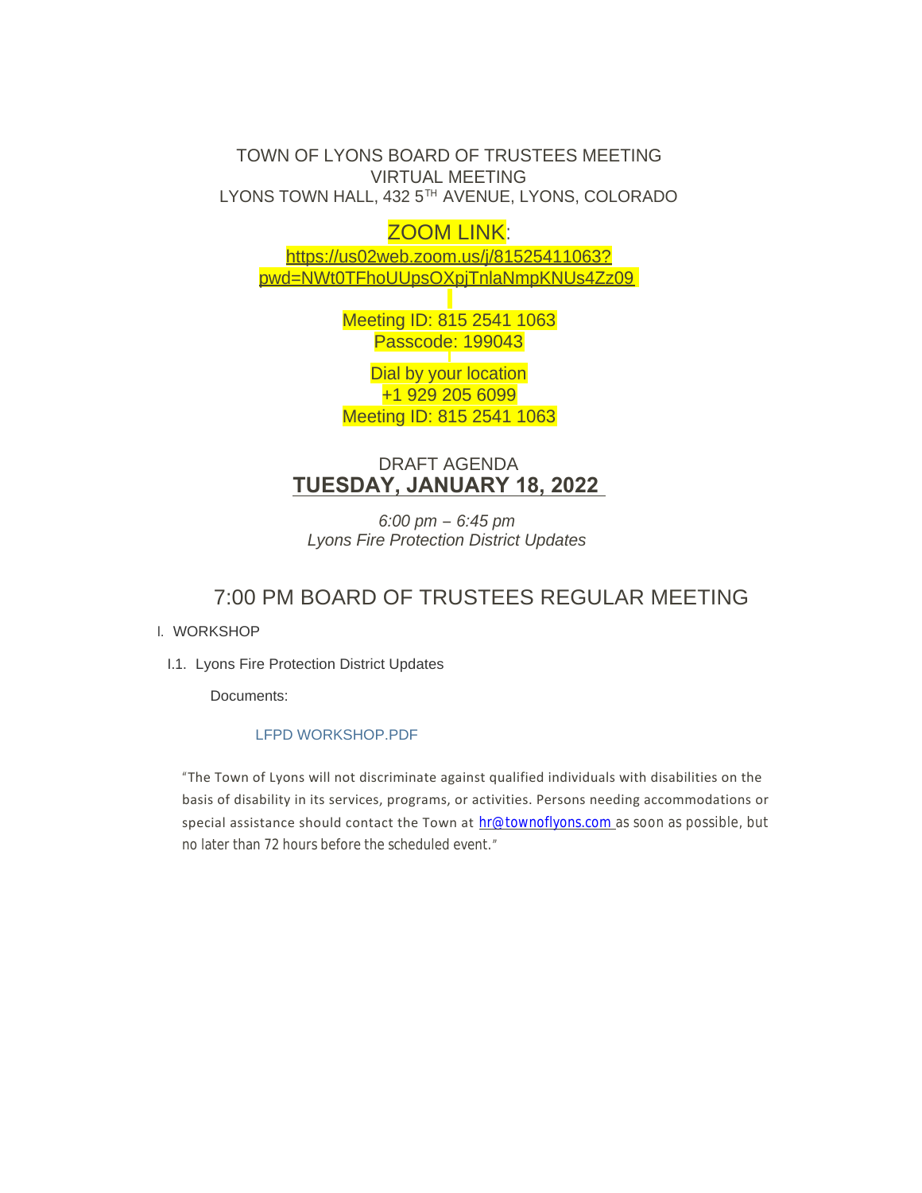TOWN OF LYONS BOARD OF TRUSTEES MEETING
VIRTUAL MEETING
LYONS TOWN HALL, 432 5TH AVENUE, LYONS, COLORADO

ZOOM LINK:
https://us02web.zoom.us/j/81525411063?pwd=NWt0TFhoUUpsOXpjTnlaNmpKNUs4Zz09

Meeting ID: 815 2541 1063
Passcode: 199043

Dial by your location
+1 929 205 6099
Meeting ID: 815 2541 1063

DRAFT AGENDA
**TUESDAY, JANUARY 18, 2022**

*6:00 pm – 6:45 pm*
*Lyons Fire Protection District Updates*

## 7:00 PM BOARD OF TRUSTEES REGULAR MEETING

I. WORKSHOP

I.1. Lyons Fire Protection District Updates

Documents:

LFPD WORKSHOP.PDF

"The Town of Lyons will not discriminate against qualified individuals with disabilities on the basis of disability in its services, programs, or activities. Persons needing accommodations or special assistance should contact the Town at hr@townoflyons.com as soon as possible, but no later than 72 hours before the scheduled event."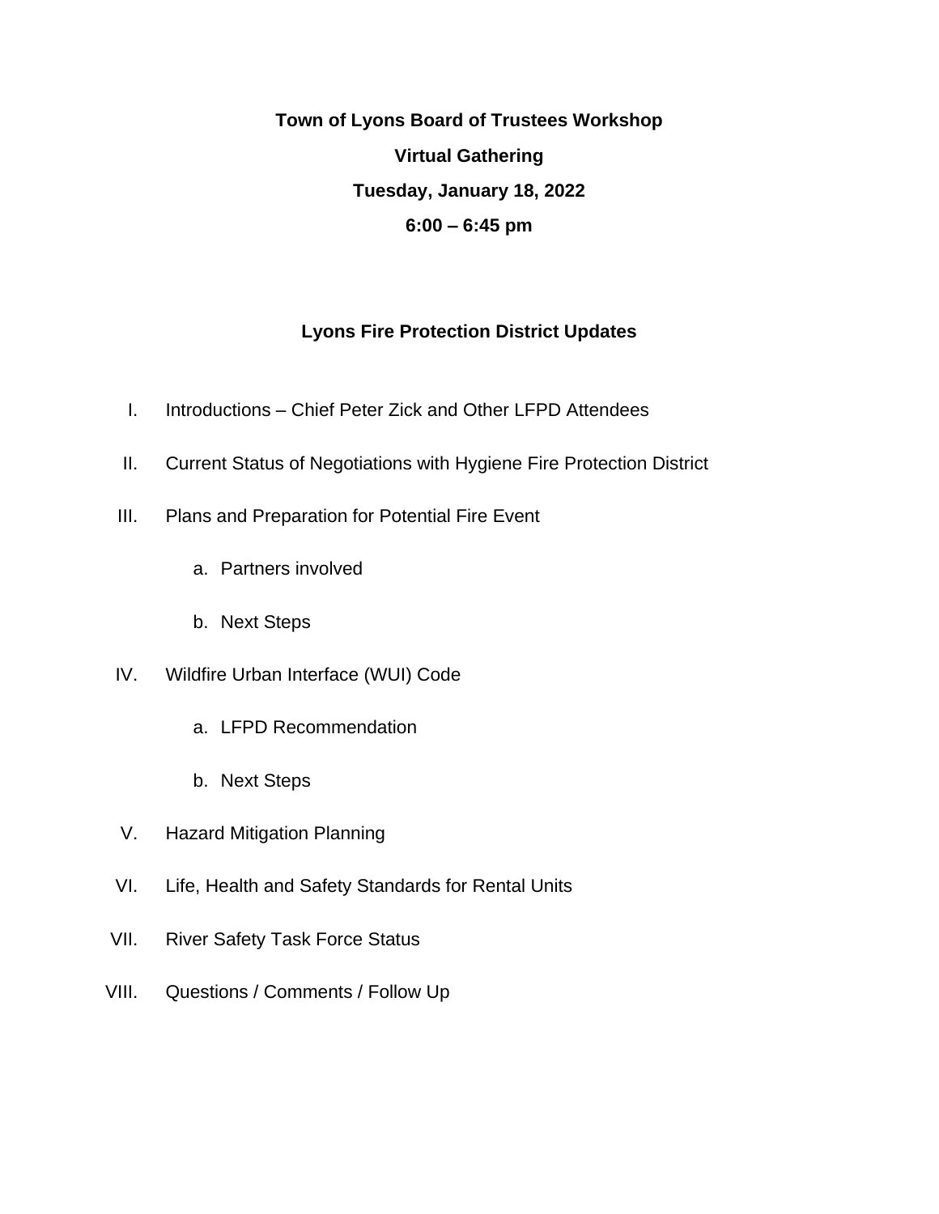**Town of Lyons Board of Trustees Workshop**

**Virtual Gathering**

**Tuesday, January 18, 2022**

**6:00 – 6:45 pm**

**Lyons Fire Protection District Updates**

I. Introductions – Chief Peter Zick and Other LFPD Attendees

II. Current Status of Negotiations with Hygiene Fire Protection District

III. Plans and Preparation for Potential Fire Event

   a. Partners involved

   b. Next Steps

IV. Wildfire Urban Interface (WUI) Code

   a. LFPD Recommendation

   b. Next Steps

V. Hazard Mitigation Planning

VI. Life, Health and Safety Standards for Rental Units

VII. River Safety Task Force Status

VIII. Questions / Comments / Follow Up